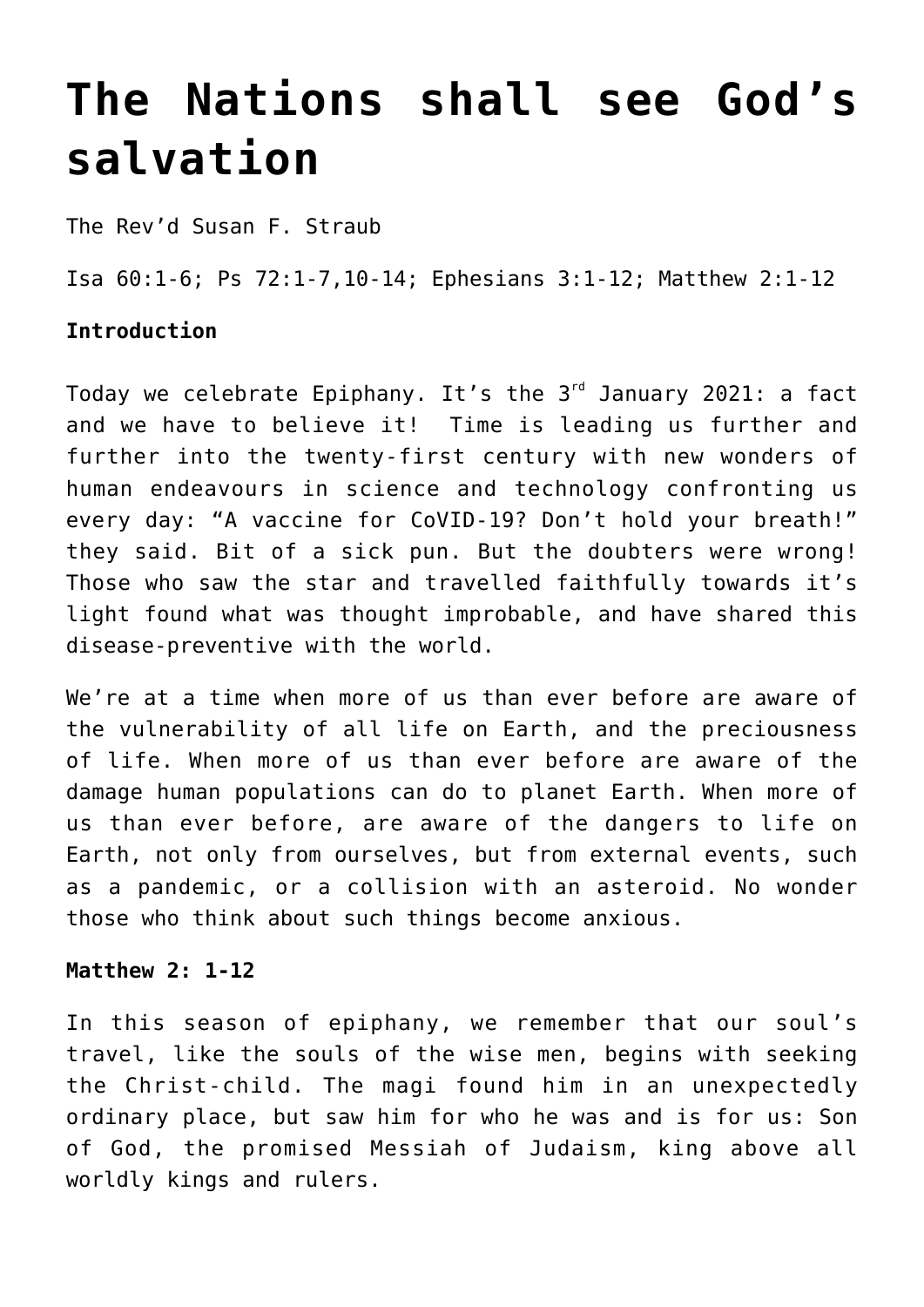# The Nations shall see God's salvation

The Rev'd Susan F. Straub

Isa 60:1-6; Ps 72:1-7,10-14; Ephesians 3:1-12; Matthew 2:1-12

**Introduction**

Today we celebrate Epiphany. It's the 3rd January 2021: a fact and we have to believe it! Time is leading us further and further into the twenty-first century with new wonders of human endeavours in science and technology confronting us every day: "A vaccine for CoVID-19? Don't hold your breath!" they said. Bit of a sick pun. But the doubters were wrong! Those who saw the star and travelled faithfully towards it's light found what was thought improbable, and have shared this disease-preventive with the world.

We're at a time when more of us than ever before are aware of the vulnerability of all life on Earth, and the preciousness of life. When more of us than ever before are aware of the damage human populations can do to planet Earth. When more of us than ever before, are aware of the dangers to life on Earth, not only from ourselves, but from external events, such as a pandemic, or a collision with an asteroid. No wonder those who think about such things become anxious.

**Matthew 2: 1-12**

In this season of epiphany, we remember that our soul's travel, like the souls of the wise men, begins with seeking the Christ-child. The magi found him in an unexpectedly ordinary place, but saw him for who he was and is for us: Son of God, the promised Messiah of Judaism, king above all worldly kings and rulers.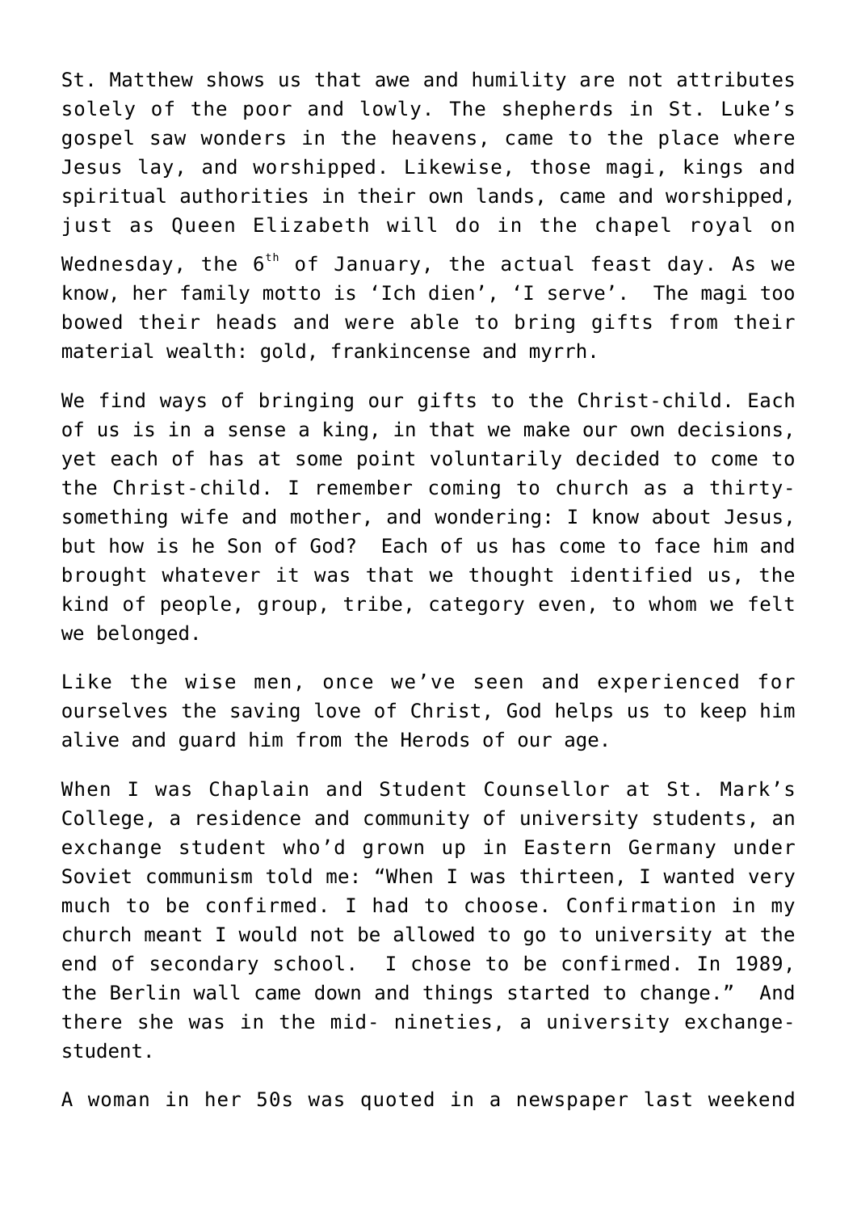St. Matthew shows us that awe and humility are not attributes solely of the poor and lowly. The shepherds in St. Luke's gospel saw wonders in the heavens, came to the place where Jesus lay, and worshipped. Likewise, those magi, kings and spiritual authorities in their own lands, came and worshipped, just as Queen Elizabeth will do in the chapel royal on Wednesday, the 6th of January, the actual feast day. As we know, her family motto is 'Ich dien', 'I serve'.  The magi too bowed their heads and were able to bring gifts from their material wealth: gold, frankincense and myrrh.

We find ways of bringing our gifts to the Christ-child. Each of us is in a sense a king, in that we make our own decisions, yet each of has at some point voluntarily decided to come to the Christ-child. I remember coming to church as a thirty-something wife and mother, and wondering: I know about Jesus, but how is he Son of God?  Each of us has come to face him and brought whatever it was that we thought identified us, the kind of people, group, tribe, category even, to whom we felt we belonged.

Like the wise men, once we've seen and experienced for ourselves the saving love of Christ, God helps us to keep him alive and guard him from the Herods of our age.

When I was Chaplain and Student Counsellor at St. Mark's College, a residence and community of university students, an exchange student who'd grown up in Eastern Germany under Soviet communism told me: "When I was thirteen, I wanted very much to be confirmed. I had to choose. Confirmation in my church meant I would not be allowed to go to university at the end of secondary school.  I chose to be confirmed. In 1989, the Berlin wall came down and things started to change."  And there she was in the mid- nineties, a university exchange-student.

A woman in her 50s was quoted in a newspaper last weekend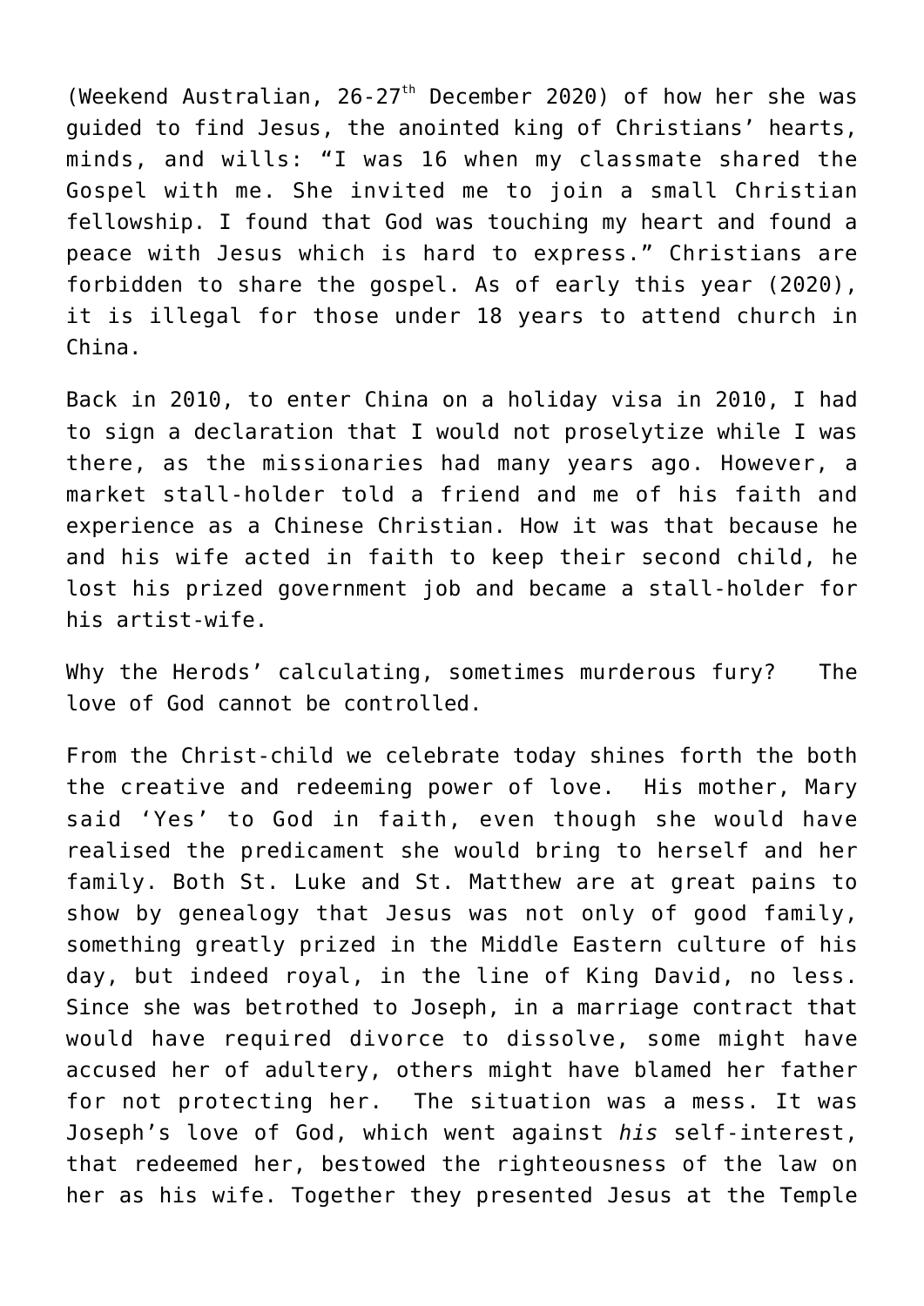(Weekend Australian, 26-27th December 2020) of how her she was guided to find Jesus, the anointed king of Christians' hearts, minds, and wills: "I was 16 when my classmate shared the Gospel with me. She invited me to join a small Christian fellowship. I found that God was touching my heart and found a peace with Jesus which is hard to express." Christians are forbidden to share the gospel. As of early this year (2020), it is illegal for those under 18 years to attend church in China.

Back in 2010, to enter China on a holiday visa in 2010, I had to sign a declaration that I would not proselytize while I was there, as the missionaries had many years ago. However, a market stall-holder told a friend and me of his faith and experience as a Chinese Christian. How it was that because he and his wife acted in faith to keep their second child, he lost his prized government job and became a stall-holder for his artist-wife.

Why the Herods' calculating, sometimes murderous fury? The love of God cannot be controlled.

From the Christ-child we celebrate today shines forth the both the creative and redeeming power of love. His mother, Mary said 'Yes' to God in faith, even though she would have realised the predicament she would bring to herself and her family. Both St. Luke and St. Matthew are at great pains to show by genealogy that Jesus was not only of good family, something greatly prized in the Middle Eastern culture of his day, but indeed royal, in the line of King David, no less. Since she was betrothed to Joseph, in a marriage contract that would have required divorce to dissolve, some might have accused her of adultery, others might have blamed her father for not protecting her. The situation was a mess. It was Joseph's love of God, which went against *his* self-interest, that redeemed her, bestowed the righteousness of the law on her as his wife. Together they presented Jesus at the Temple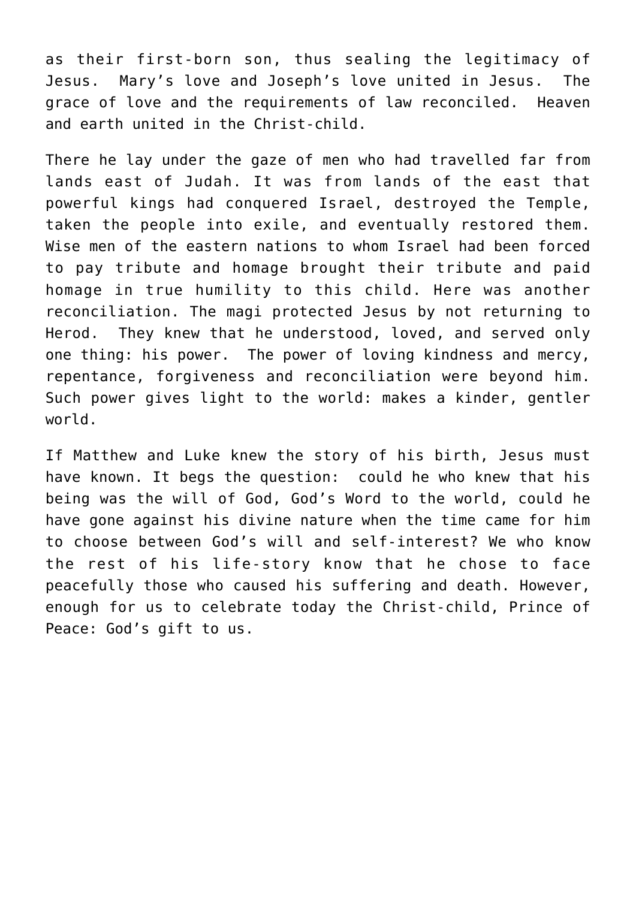as their first-born son, thus sealing the legitimacy of Jesus. Mary's love and Joseph's love united in Jesus. The grace of love and the requirements of law reconciled. Heaven and earth united in the Christ-child.

There he lay under the gaze of men who had travelled far from lands east of Judah. It was from lands of the east that powerful kings had conquered Israel, destroyed the Temple, taken the people into exile, and eventually restored them. Wise men of the eastern nations to whom Israel had been forced to pay tribute and homage brought their tribute and paid homage in true humility to this child. Here was another reconciliation. The magi protected Jesus by not returning to Herod. They knew that he understood, loved, and served only one thing: his power. The power of loving kindness and mercy, repentance, forgiveness and reconciliation were beyond him. Such power gives light to the world: makes a kinder, gentler world.

If Matthew and Luke knew the story of his birth, Jesus must have known. It begs the question: could he who knew that his being was the will of God, God's Word to the world, could he have gone against his divine nature when the time came for him to choose between God's will and self-interest? We who know the rest of his life-story know that he chose to face peacefully those who caused his suffering and death. However, enough for us to celebrate today the Christ-child, Prince of Peace: God's gift to us.